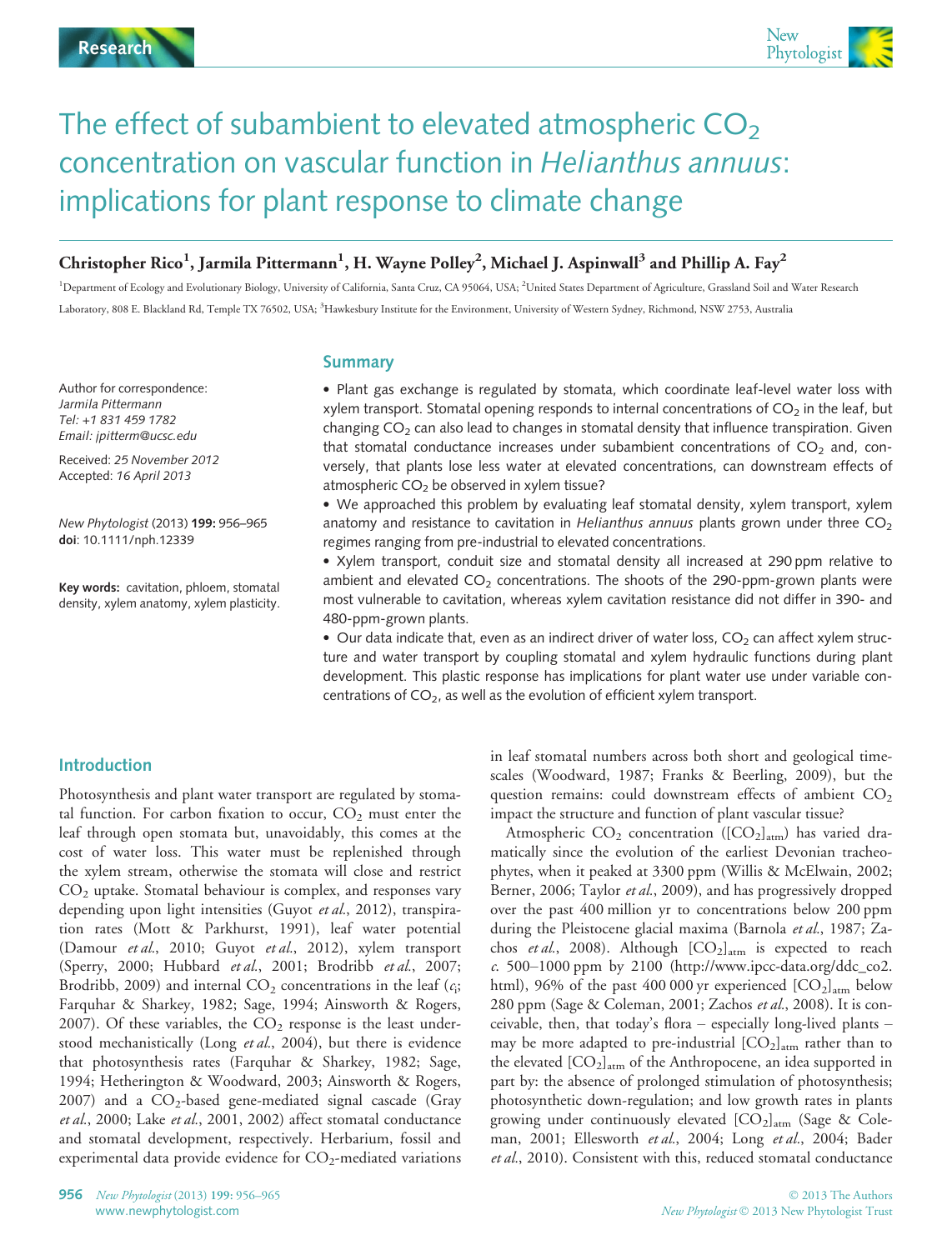# The effect of subambient to elevated atmospheric $CO_2$ concentration on vascular function in *Helianthus annuus*: implications for plant response to climate change

**Christopher Rico[1], Jarmila Pittermann[1], H. Wayne Polley[2], Michael J. Aspinwall[3] and Phillip A. Fay[2]**

[1]Department of Ecology and Evolutionary Biology, University of California, Santa Cruz, CA 95064, USA; [2]United States Department of Agriculture, Grassland Soil and Water Research Laboratory, 808 E. Blackland Rd, Temple TX 76502, USA; [3]Hawkesbury Institute for the Environment, University of Western Sydney, Richmond, NSW 2753, Australia

Author for correspondence:
*Jarmila Pittermann*
*Tel: +1 831 459 1782*
*Email: jpitterm@ucsc.edu*

Received: *25 November 2012*
Accepted: *16 April 2013*

*New Phytologist* (2013) **199:** 956–965
**doi**: 10.1111/nph.12339

**Key words:** cavitation, phloem, stomatal density, xylem anatomy, xylem plasticity.

## Summary

- Plant gas exchange is regulated by stomata, which coordinate leaf-level water loss with xylem transport. Stomatal opening responds to internal concentrations of $CO_2$ in the leaf, but changing $CO_2$ can also lead to changes in stomatal density that influence transpiration. Given that stomatal conductance increases under subambient concentrations of $CO_2$ and, conversely, that plants lose less water at elevated concentrations, can downstream effects of atmospheric $CO_2$ be observed in xylem tissue?
- We approached this problem by evaluating leaf stomatal density, xylem transport, xylem anatomy and resistance to cavitation in *Helianthus annuus* plants grown under three $CO_2$ regimes ranging from pre-industrial to elevated concentrations.
- Xylem transport, conduit size and stomatal density all increased at 290 ppm relative to ambient and elevated $CO_2$ concentrations. The shoots of the 290-ppm-grown plants were most vulnerable to cavitation, whereas xylem cavitation resistance did not differ in 390- and 480-ppm-grown plants.
- Our data indicate that, even as an indirect driver of water loss, $CO_2$ can affect xylem structure and water transport by coupling stomatal and xylem hydraulic functions during plant development. This plastic response has implications for plant water use under variable concentrations of $CO_2$, as well as the evolution of efficient xylem transport.

## Introduction

Photosynthesis and plant water transport are regulated by stomatal function. For carbon fixation to occur, $CO_2$ must enter the leaf through open stomata but, unavoidably, this comes at the cost of water loss. This water must be replenished through the xylem stream, otherwise the stomata will close and restrict $CO_2$ uptake. Stomatal behaviour is complex, and responses vary depending upon light intensities (Guyot *et al.*, 2012), transpiration rates (Mott & Parkhurst, 1991), leaf water potential (Damour *et al.*, 2010; Guyot *et al.*, 2012), xylem transport (Sperry, 2000; Hubbard *et al.*, 2001; Brodribb *et al.*, 2007; Brodribb, 2009) and internal $CO_2$ concentrations in the leaf ($c_i$; Farquhar & Sharkey, 1982; Sage, 1994; Ainsworth & Rogers, 2007). Of these variables, the $CO_2$ response is the least understood mechanistically (Long *et al.*, 2004), but there is evidence that photosynthesis rates (Farquhar & Sharkey, 1982; Sage, 1994; Hetherington & Woodward, 2003; Ainsworth & Rogers, 2007) and a $CO_2$-based gene-mediated signal cascade (Gray *et al.*, 2000; Lake *et al.*, 2001, 2002) affect stomatal conductance and stomatal development, respectively. Herbarium, fossil and experimental data provide evidence for $CO_2$-mediated variations in leaf stomatal numbers across both short and geological timescales (Woodward, 1987; Franks & Beerling, 2009), but the question remains: could downstream effects of ambient $CO_2$ impact the structure and function of plant vascular tissue?

Atmospheric $CO_2$ concentration ($[CO_2]_{atm}$) has varied dramatically since the evolution of the earliest Devonian tracheophytes, when it peaked at 3300 ppm (Willis & McElwain, 2002; Berner, 2006; Taylor *et al.*, 2009), and has progressively dropped over the past 400 million yr to concentrations below 200 ppm during the Pleistocene glacial maxima (Barnola *et al.*, 1987; Zachos *et al.*, 2008). Although $[CO_2]_{atm}$ is expected to reach *c*. 500–1000 ppm by 2100 (http://www.ipcc-data.org/ddc_co2.html), 96% of the past 400 000 yr experienced $[CO_2]_{atm}$ below 280 ppm (Sage & Coleman, 2001; Zachos *et al.*, 2008). It is conceivable, then, that today's flora – especially long-lived plants – may be more adapted to pre-industrial $[CO_2]_{atm}$ rather than to the elevated $[CO_2]_{atm}$ of the Anthropocene, an idea supported in part by: the absence of prolonged stimulation of photosynthesis; photosynthetic down-regulation; and low growth rates in plants growing under continuously elevated $[CO_2]_{atm}$ (Sage & Coleman, 2001; Ellesworth *et al.*, 2004; Long *et al.*, 2004; Bader *et al.*, 2010). Consistent with this, reduced stomatal conductance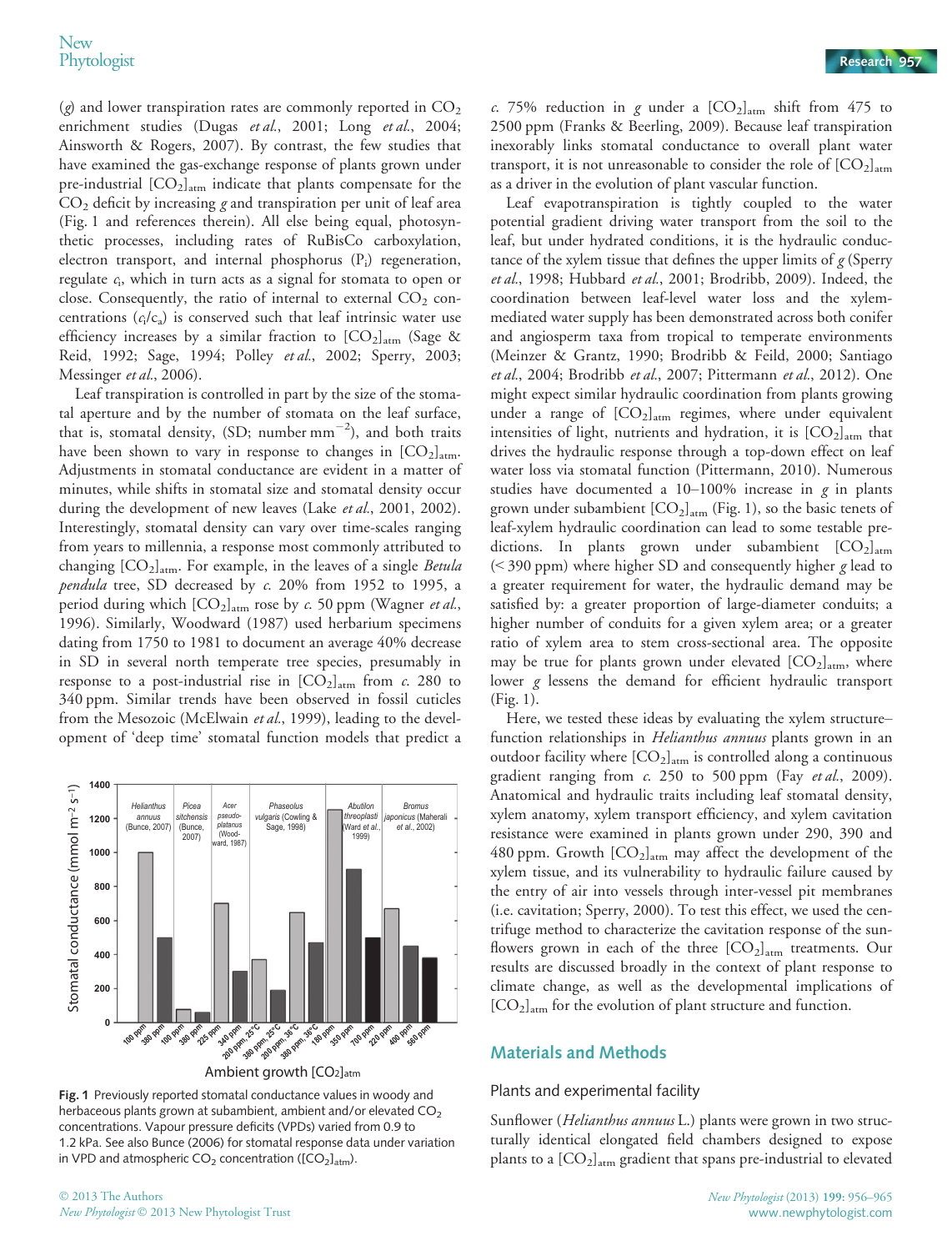($g$) and lower transpiration rates are commonly reported in $CO_2$ enrichment studies (Dugas *et al.*, 2001; Long *et al.*, 2004; Ainsworth & Rogers, 2007). By contrast, the few studies that have examined the gas-exchange response of plants grown under pre-industrial $[CO_2]_{atm}$ indicate that plants compensate for the $CO_2$ deficit by increasing $g$ and transpiration per unit of leaf area (Fig. 1 and references therein). All else being equal, photosynthetic processes, including rates of RuBisCo carboxylation, electron transport, and internal phosphorus ($P_i$) regeneration, regulate $c_i$, which in turn acts as a signal for stomata to open or close. Consequently, the ratio of internal to external $CO_2$ concentrations ($c_i/c_a$) is conserved such that leaf intrinsic water use efficiency increases by a similar fraction to $[CO_2]_{atm}$ (Sage & Reid, 1992; Sage, 1994; Polley *et al.*, 2002; Sperry, 2003; Messinger *et al.*, 2006).

Leaf transpiration is controlled in part by the size of the stomatal aperture and by the number of stomata on the leaf surface, that is, stomatal density, (SD; number $mm^{-2}$), and both traits have been shown to vary in response to changes in $[CO_2]_{atm}$. Adjustments in stomatal conductance are evident in a matter of minutes, while shifts in stomatal size and stomatal density occur during the development of new leaves (Lake *et al.*, 2001, 2002). Interestingly, stomatal density can vary over time-scales ranging from years to millennia, a response most commonly attributed to changing $[CO_2]_{atm}$. For example, in the leaves of a single *Betula pendula* tree, SD decreased by *c.* 20% from 1952 to 1995, a period during which $[CO_2]_{atm}$ rose by *c.* 50 ppm (Wagner *et al.*, 1996). Similarly, Woodward (1987) used herbarium specimens dating from 1750 to 1981 to document an average 40% decrease in SD in several north temperate tree species, presumably in response to a post-industrial rise in $[CO_2]_{atm}$ from *c.* 280 to 340 ppm. Similar trends have been observed in fossil cuticles from the Mesozoic (McElwain *et al.*, 1999), leading to the development of 'deep time' stomatal function models that predict a *c.* 75% reduction in $g$ under a $[CO_2]_{atm}$ shift from 475 to 2500 ppm (Franks & Beerling, 2009). Because leaf transpiration inexorably links stomatal conductance to overall plant water transport, it is not unreasonable to consider the role of $[CO_2]_{atm}$ as a driver in the evolution of plant vascular function.

Fig. 1 Previously reported stomatal conductance values in woody and herbaceous plants grown at subambient, ambient and/or elevated $CO_2$ concentrations. Vapour pressure deficits (VPDs) varied from 0.9 to 1.2 kPa. See also Bunce (2006) for stomatal response data under variation in VPD and atmospheric $CO_2$ concentration ($[CO_2]_{atm}$).

Leaf evapotranspiration is tightly coupled to the water potential gradient driving water transport from the soil to the leaf, but under hydrated conditions, it is the hydraulic conductance of the xylem tissue that defines the upper limits of $g$ (Sperry *et al.*, 1998; Hubbard *et al.*, 2001; Brodribb, 2009). Indeed, the coordination between leaf-level water loss and the xylem-mediated water supply has been demonstrated across both conifer and angiosperm taxa from tropical to temperate environments (Meinzer & Grantz, 1990; Brodribb & Feild, 2000; Santiago *et al.*, 2004; Brodribb *et al.*, 2007; Pittermann *et al.*, 2012). One might expect similar hydraulic coordination from plants growing under a range of $[CO_2]_{atm}$ regimes, where under equivalent intensities of light, nutrients and hydration, it is $[CO_2]_{atm}$ that drives the hydraulic response through a top-down effect on leaf water loss via stomatal function (Pittermann, 2010). Numerous studies have documented a 10–100% increase in $g$ in plants grown under subambient $[CO_2]_{atm}$ (Fig. 1), so the basic tenets of leaf-xylem hydraulic coordination can lead to some testable predictions. In plants grown under subambient $[CO_2]_{atm}$ (< 390 ppm) where higher SD and consequently higher $g$ lead to a greater requirement for water, the hydraulic demand may be satisfied by: a greater proportion of large-diameter conduits; a higher number of conduits for a given xylem area; or a greater ratio of xylem area to stem cross-sectional area. The opposite may be true for plants grown under elevated $[CO_2]_{atm}$, where lower $g$ lessens the demand for efficient hydraulic transport (Fig. 1).

Here, we tested these ideas by evaluating the xylem structure–function relationships in *Helianthus annuus* plants grown in an outdoor facility where $[CO_2]_{atm}$ is controlled along a continuous gradient ranging from *c.* 250 to 500 ppm (Fay *et al.*, 2009). Anatomical and hydraulic traits including leaf stomatal density, xylem anatomy, xylem transport efficiency, and xylem cavitation resistance were examined in plants grown under 290, 390 and 480 ppm. Growth $[CO_2]_{atm}$ may affect the development of the xylem tissue, and its vulnerability to hydraulic failure caused by the entry of air into vessels through inter-vessel pit membranes (i.e. cavitation; Sperry, 2000). To test this effect, we used the centrifuge method to characterize the cavitation response of the sunflowers grown in each of the three $[CO_2]_{atm}$ treatments. Our results are discussed broadly in the context of plant response to climate change, as well as the developmental implications of $[CO_2]_{atm}$ for the evolution of plant structure and function.

## Materials and Methods

### Plants and experimental facility

Sunflower (*Helianthus annuus* L.) plants were grown in two structurally identical elongated field chambers designed to expose plants to a $[CO_2]_{atm}$ gradient that spans pre-industrial to elevated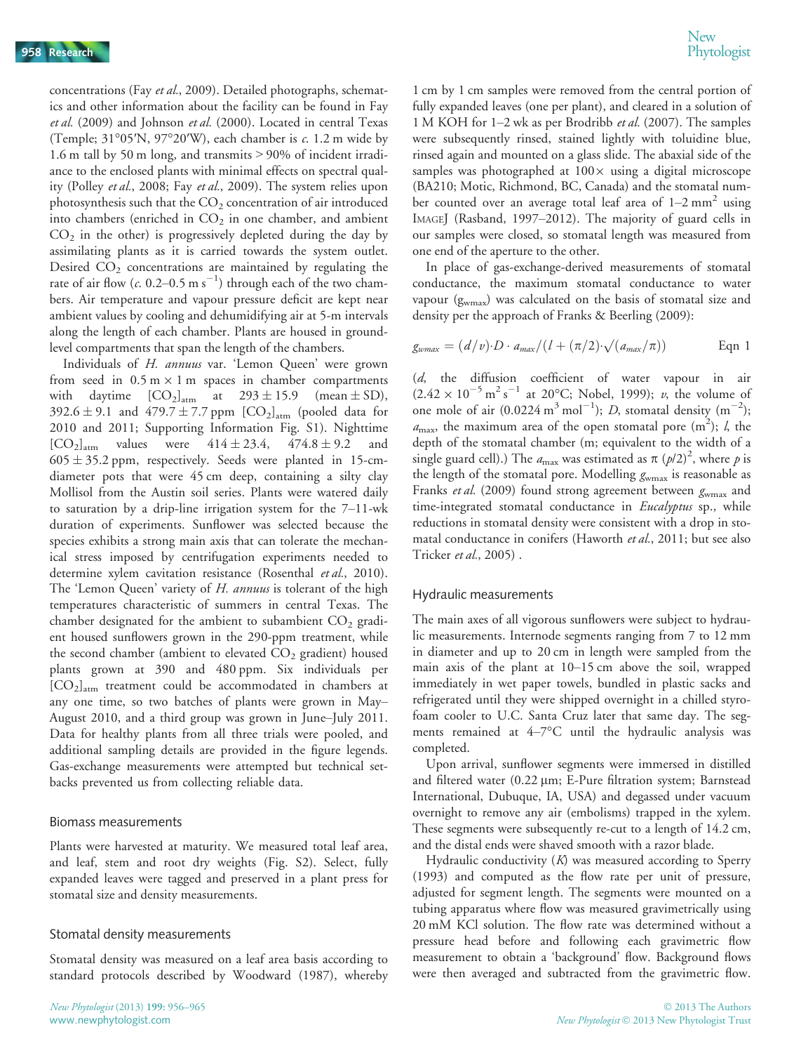concentrations (Fay *et al.*, 2009). Detailed photographs, schematics and other information about the facility can be found in Fay *et al.* (2009) and Johnson *et al.* (2000). Located in central Texas (Temple; 31°05′N, 97°20′W), each chamber is *c.* 1.2 m wide by 1.6 m tall by 50 m long, and transmits > 90% of incident irradiance to the enclosed plants with minimal effects on spectral quality (Polley *et al.*, 2008; Fay *et al.*, 2009). The system relies upon photosynthesis such that the $CO_2$ concentration of air introduced into chambers (enriched in $CO_2$ in one chamber, and ambient $CO_2$ in the other) is progressively depleted during the day by assimilating plants as it is carried towards the system outlet. Desired $CO_2$ concentrations are maintained by regulating the rate of air flow (*c.* 0.2–0.5 m $s^{-1}$) through each of the two chambers. Air temperature and vapour pressure deficit are kept near ambient values by cooling and dehumidifying air at 5-m intervals along the length of each chamber. Plants are housed in ground-level compartments that span the length of the chambers.

Individuals of *H. annuus* var. 'Lemon Queen' were grown from seed in 0.5 m × 1 m spaces in chamber compartments with daytime $[CO_2]_{atm}$ at $293 \pm 15.9$ (mean ± SD), $392.6 \pm 9.1$ and $479.7 \pm 7.7$ ppm $[CO_2]_{atm}$ (pooled data for 2010 and 2011; Supporting Information Fig. S1). Nighttime $[CO_2]_{atm}$ values were $414 \pm 23.4$, $474.8 \pm 9.2$ and $605 \pm 35.2$ ppm, respectively. Seeds were planted in 15-cm-diameter pots that were 45 cm deep, containing a silty clay Mollisol from the Austin soil series. Plants were watered daily to saturation by a drip-line irrigation system for the 7–11-wk duration of experiments. Sunflower was selected because the species exhibits a strong main axis that can tolerate the mechanical stress imposed by centrifugation experiments needed to determine xylem cavitation resistance (Rosenthal *et al.*, 2010). The 'Lemon Queen' variety of *H. annuus* is tolerant of the high temperatures characteristic of summers in central Texas. The chamber designated for the ambient to subambient $CO_2$ gradient housed sunflowers grown in the 290-ppm treatment, while the second chamber (ambient to elevated $CO_2$ gradient) housed plants grown at 390 and 480 ppm. Six individuals per $[CO_2]_{atm}$ treatment could be accommodated in chambers at any one time, so two batches of plants were grown in May–August 2010, and a third group was grown in June–July 2011. Data for healthy plants from all three trials were pooled, and additional sampling details are provided in the figure legends. Gas-exchange measurements were attempted but technical setbacks prevented us from collecting reliable data.

## Biomass measurements

Plants were harvested at maturity. We measured total leaf area, and leaf, stem and root dry weights (Fig. S2). Select, fully expanded leaves were tagged and preserved in a plant press for stomatal size and density measurements.

## Stomatal density measurements

Stomatal density was measured on a leaf area basis according to standard protocols described by Woodward (1987), whereby 1 cm by 1 cm samples were removed from the central portion of fully expanded leaves (one per plant), and cleared in a solution of 1 M KOH for 1–2 wk as per Brodribb *et al.* (2007). The samples were subsequently rinsed, stained lightly with toluidine blue, rinsed again and mounted on a glass slide. The abaxial side of the samples was photographed at 100× using a digital microscope (BA210; Motic, Richmond, BC, Canada) and the stomatal number counted over an average total leaf area of 1–2 $mm^2$ using ImageJ (Rasband, 1997–2012). The majority of guard cells in our samples were closed, so stomatal length was measured from one end of the aperture to the other.

In place of gas-exchange-derived measurements of stomatal conductance, the maximum stomatal conductance to water vapour ($g_{wmax}$) was calculated on the basis of stomatal size and density per the approach of Franks & Beerling (2009):

$$g_{wmax} = (d/v) \cdot D \cdot a_{max} / (l + (\pi/2) \cdot \sqrt{(a_{max}/\pi)}) \qquad \text{Eqn 1}$$

($d$, the diffusion coefficient of water vapour in air ($2.42 \times 10^{-5}$ $m^2$ $s^{-1}$ at 20°C; Nobel, 1999); $v$, the volume of one mole of air (0.0224 $m^3$ $mol^{-1}$); $D$, stomatal density ($m^{-2}$); $a_{max}$, the maximum area of the open stomatal pore ($m^2$); $l$, the depth of the stomatal chamber (m; equivalent to the width of a single guard cell).) The $a_{max}$ was estimated as $\pi\,(p/2)^2$, where $p$ is the length of the stomatal pore. Modelling $g_{wmax}$ is reasonable as Franks *et al.* (2009) found strong agreement between $g_{wmax}$ and time-integrated stomatal conductance in *Eucalyptus* sp., while reductions in stomatal density were consistent with a drop in stomatal conductance in conifers (Haworth *et al.*, 2011; but see also Tricker *et al.*, 2005) .

## Hydraulic measurements

The main axes of all vigorous sunflowers were subject to hydraulic measurements. Internode segments ranging from 7 to 12 mm in diameter and up to 20 cm in length were sampled from the main axis of the plant at 10–15 cm above the soil, wrapped immediately in wet paper towels, bundled in plastic sacks and refrigerated until they were shipped overnight in a chilled styrofoam cooler to U.C. Santa Cruz later that same day. The segments remained at 4–7°C until the hydraulic analysis was completed.

Upon arrival, sunflower segments were immersed in distilled and filtered water (0.22 µm; E-Pure filtration system; Barnstead International, Dubuque, IA, USA) and degassed under vacuum overnight to remove any air (embolisms) trapped in the xylem. These segments were subsequently re-cut to a length of 14.2 cm, and the distal ends were shaved smooth with a razor blade.

Hydraulic conductivity ($K$) was measured according to Sperry (1993) and computed as the flow rate per unit of pressure, adjusted for segment length. The segments were mounted on a tubing apparatus where flow was measured gravimetrically using 20 mM KCl solution. The flow rate was determined without a pressure head before and following each gravimetric flow measurement to obtain a 'background' flow. Background flows were then averaged and subtracted from the gravimetric flow.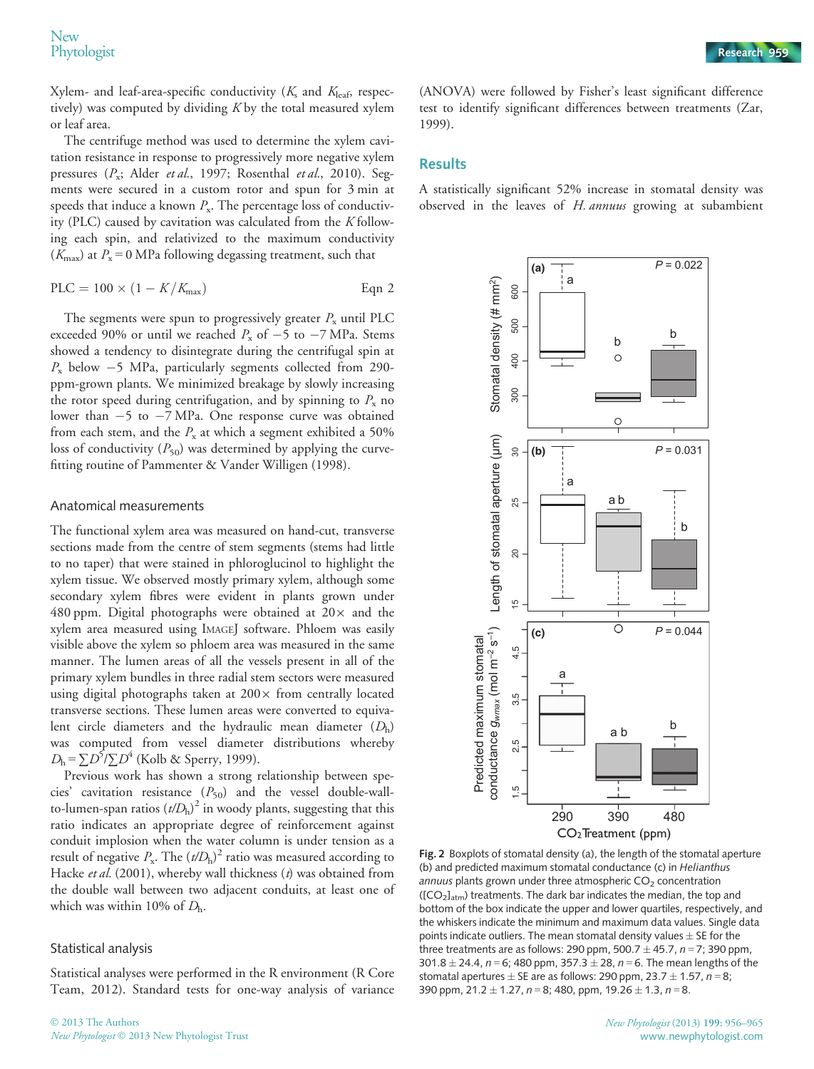Xylem- and leaf-area-specific conductivity ($K_s$ and $K_{leaf}$, respectively) was computed by dividing $K$ by the total measured xylem or leaf area.

The centrifuge method was used to determine the xylem cavitation resistance in response to progressively more negative xylem pressures ($P_x$; Alder *et al.*, 1997; Rosenthal *et al.*, 2010). Segments were secured in a custom rotor and spun for 3 min at speeds that induce a known $P_x$. The percentage loss of conductivity (PLC) caused by cavitation was calculated from the $K$ following each spin, and relativized to the maximum conductivity ($K_{max}$) at $P_x = 0$ MPa following degassing treatment, such that

$$\mathrm{PLC} = 100 \times (1 - K/K_{max}) \qquad \text{Eqn 2}$$

The segments were spun to progressively greater $P_x$ until PLC exceeded 90% or until we reached $P_x$ of −5 to −7 MPa. Stems showed a tendency to disintegrate during the centrifugal spin at $P_x$ below −5 MPa, particularly segments collected from 290-ppm-grown plants. We minimized breakage by slowly increasing the rotor speed during centrifugation, and by spinning to $P_x$ no lower than −5 to −7 MPa. One response curve was obtained from each stem, and the $P_x$ at which a segment exhibited a 50% loss of conductivity ($P_{50}$) was determined by applying the curve-fitting routine of Pammenter & Vander Willigen (1998).

### Anatomical measurements

The functional xylem area was measured on hand-cut, transverse sections made from the centre of stem segments (stems had little to no taper) that were stained in phloroglucinol to highlight the xylem tissue. We observed mostly primary xylem, although some secondary xylem fibres were evident in plants grown under 480 ppm. Digital photographs were obtained at 20× and the xylem area measured using ImageJ software. Phloem was easily visible above the xylem so phloem area was measured in the same manner. The lumen areas of all the vessels present in all of the primary xylem bundles in three radial stem sectors were measured using digital photographs taken at 200× from centrally located transverse sections. These lumen areas were converted to equivalent circle diameters and the hydraulic mean diameter ($D_h$) was computed from vessel diameter distributions whereby $D_h = \sum D^5 / \sum D^4$ (Kolb & Sperry, 1999).

Previous work has shown a strong relationship between species' cavitation resistance ($P_{50}$) and the vessel double-wall-to-lumen-span ratios $(t/D_h)^2$ in woody plants, suggesting that this ratio indicates an appropriate degree of reinforcement against conduit implosion when the water column is under tension as a result of negative $P_x$. The $(t/D_h)^2$ ratio was measured according to Hacke *et al.* (2001), whereby wall thickness ($t$) was obtained from the double wall between two adjacent conduits, at least one of which was within 10% of $D_h$.

### Statistical analysis

Statistical analyses were performed in the R environment (R Core Team, 2012). Standard tests for one-way analysis of variance (ANOVA) were followed by Fisher's least significant difference test to identify significant differences between treatments (Zar, 1999).

## Results

A statistically significant 52% increase in stomatal density was observed in the leaves of *H. annuus* growing at subambient

**Fig. 2** Boxplots of stomatal density (a), the length of the stomatal aperture (b) and predicted maximum stomatal conductance (c) in *Helianthus annuus* plants grown under three atmospheric $CO_2$ concentration ($[CO_2]_{atm}$) treatments. The dark bar indicates the median, the top and bottom of the box indicate the upper and lower quartiles, respectively, and the whiskers indicate the minimum and maximum data values. Single data points indicate outliers. The mean stomatal density values ± SE for the three treatments are as follows: 290 ppm, 500.7 ± 45.7, $n = 7$; 390 ppm, 301.8 ± 24.4, $n = 6$; 480 ppm, 357.3 ± 28, $n = 6$. The mean lengths of the stomatal apertures ± SE are as follows: 290 ppm, 23.7 ± 1.57, $n = 8$; 390 ppm, 21.2 ± 1.27, $n = 8$; 480, ppm, 19.26 ± 1.3, $n = 8$.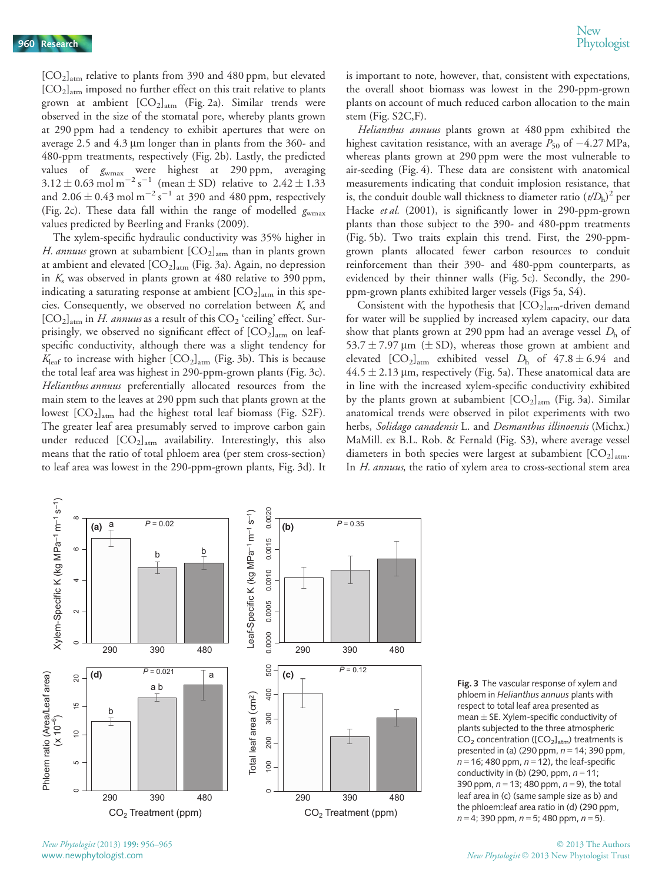$[CO_2]_{atm}$ relative to plants from 390 and 480 ppm, but elevated $[CO_2]_{atm}$ imposed no further effect on this trait relative to plants grown at ambient $[CO_2]_{atm}$ (Fig. 2a). Similar trends were observed in the size of the stomatal pore, whereby plants grown at 290 ppm had a tendency to exhibit apertures that were on average 2.5 and 4.3 μm longer than in plants from the 360- and 480-ppm treatments, respectively (Fig. 2b). Lastly, the predicted values of $g_{wmax}$ were highest at 290 ppm, averaging $3.12 \pm 0.63$ mol m$^{-2}$ s$^{-1}$ (mean ± SD) relative to $2.42 \pm 1.33$ and $2.06 \pm 0.43$ mol m$^{-2}$ s$^{-1}$ at 390 and 480 ppm, respectively (Fig. 2c). These data fall within the range of modelled $g_{wmax}$ values predicted by Beerling and Franks (2009).

The xylem-specific hydraulic conductivity was 35% higher in *H. annuus* grown at subambient $[CO_2]_{atm}$ than in plants grown at ambient and elevated $[CO_2]_{atm}$ (Fig. 3a). Again, no depression in $K_s$ was observed in plants grown at 480 relative to 390 ppm, indicating a saturating response at ambient $[CO_2]_{atm}$ in this species. Consequently, we observed no correlation between $K_s$ and $[CO_2]_{atm}$ in *H. annuus* as a result of this $CO_2$ 'ceiling' effect. Surprisingly, we observed no significant effect of $[CO_2]_{atm}$ on leaf-specific conductivity, although there was a slight tendency for $K_{leaf}$ to increase with higher $[CO_2]_{atm}$ (Fig. 3b). This is because the total leaf area was highest in 290-ppm-grown plants (Fig. 3c). *Helianthus annuus* preferentially allocated resources from the main stem to the leaves at 290 ppm such that plants grown at the lowest $[CO_2]_{atm}$ had the highest total leaf biomass (Fig. S2F). The greater leaf area presumably served to improve carbon gain under reduced $[CO_2]_{atm}$ availability. Interestingly, this also means that the ratio of total phloem area (per stem cross-section) to leaf area was lowest in the 290-ppm-grown plants, Fig. 3d). It is important to note, however, that, consistent with expectations, the overall shoot biomass was lowest in the 290-ppm-grown plants on account of much reduced carbon allocation to the main stem (Fig. S2C,F).

*Helianthus annuus* plants grown at 480 ppm exhibited the highest cavitation resistance, with an average $P_{50}$ of −4.27 MPa, whereas plants grown at 290 ppm were the most vulnerable to air-seeding (Fig. 4). These data are consistent with anatomical measurements indicating that conduit implosion resistance, that is, the conduit double wall thickness to diameter ratio $(t/D_h)^2$ per Hacke *et al.* (2001), is significantly lower in 290-ppm-grown plants than those subject to the 390- and 480-ppm treatments (Fig. 5b). Two traits explain this trend. First, the 290-ppm-grown plants allocated fewer carbon resources to conduit reinforcement than their 390- and 480-ppm counterparts, as evidenced by their thinner walls (Fig. 5c). Secondly, the 290-ppm-grown plants exhibited larger vessels (Figs 5a, S4).

Consistent with the hypothesis that $[CO_2]_{atm}$-driven demand for water will be supplied by increased xylem capacity, our data show that plants grown at 290 ppm had an average vessel $D_h$ of $53.7 \pm 7.97$ μm (± SD), whereas those grown at ambient and elevated $[CO_2]_{atm}$ exhibited vessel $D_h$ of $47.8 \pm 6.94$ and $44.5 \pm 2.13$ μm, respectively (Fig. 5a). These anatomical data are in line with the increased xylem-specific conductivity exhibited by the plants grown at subambient $[CO_2]_{atm}$ (Fig. 3a). Similar anatomical trends were observed in pilot experiments with two herbs, *Solidago canadensis* L. and *Desmanthus illinoensis* (Michx.) MaMill. ex B.L. Rob. & Fernald (Fig. S3), where average vessel diameters in both species were largest at subambient $[CO_2]_{atm}$. In *H. annuus*, the ratio of xylem area to cross-sectional stem area

**Fig. 3** The vascular response of xylem and phloem in *Helianthus annuus* plants with respect to total leaf area presented as mean ± SE. Xylem-specific conductivity of plants subjected to the three atmospheric $CO_2$ concentration ($[CO_2]_{atm}$) treatments is presented in (a) (290 ppm, $n$ = 14; 390 ppm, $n$ = 16; 480 ppm, $n$ = 12), the leaf-specific conductivity in (b) (290, ppm, $n$ = 11; 390 ppm, $n$ = 13; 480 ppm, $n$ = 9), the total leaf area in (c) (same sample size as b) and the phloem:leaf area ratio in (d) (290 ppm, $n$ = 4; 390 ppm, $n$ = 5; 480 ppm, $n$ = 5).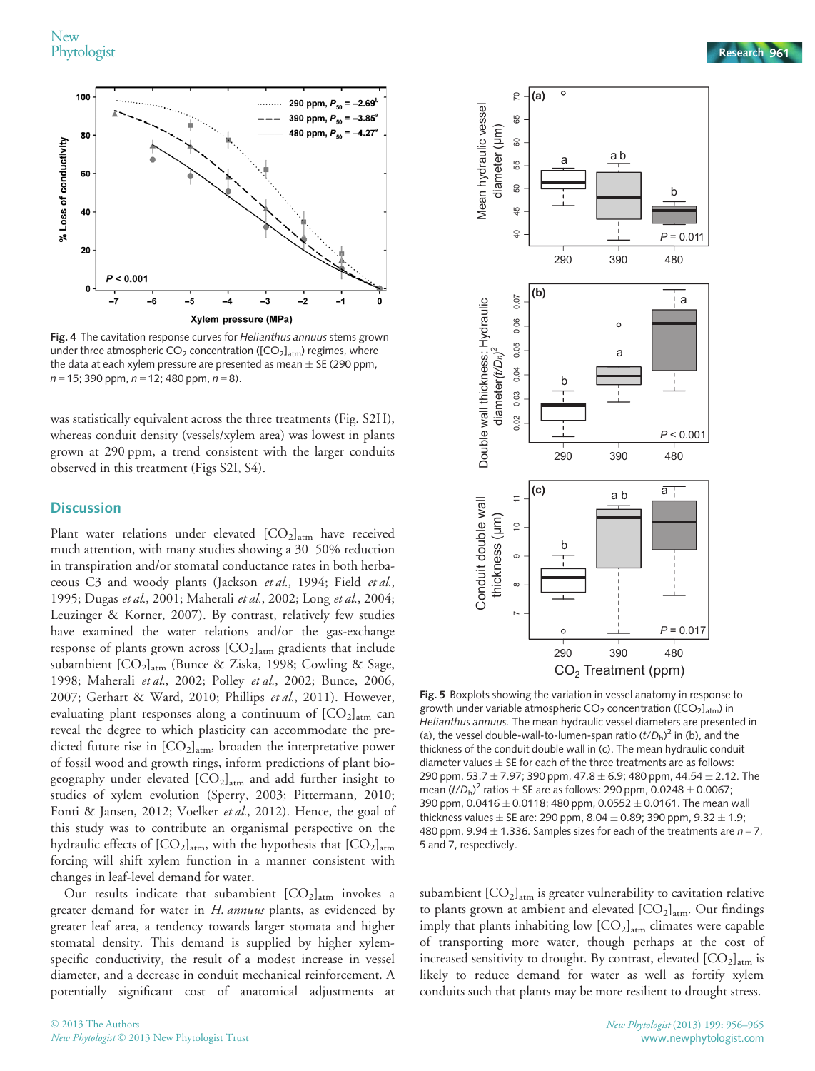Fig. 4 The cavitation response curves for *Helianthus annuus* stems grown under three atmospheric $CO_2$ concentration ($[CO_2]_{atm}$) regimes, where the data at each xylem pressure are presented as mean ± SE (290 ppm, $n = 15$; 390 ppm, $n = 12$; 480 ppm, $n = 8$).

was statistically equivalent across the three treatments (Fig. S2H), whereas conduit density (vessels/xylem area) was lowest in plants grown at 290 ppm, a trend consistent with the larger conduits observed in this treatment (Figs S2I, S4).

## Discussion

Plant water relations under elevated $[CO_2]_{atm}$ have received much attention, with many studies showing a 30–50% reduction in transpiration and/or stomatal conductance rates in both herbaceous C3 and woody plants (Jackson *et al.*, 1994; Field *et al.*, 1995; Dugas *et al.*, 2001; Maherali *et al.*, 2002; Long *et al.*, 2004; Leuzinger & Korner, 2007). By contrast, relatively few studies have examined the water relations and/or the gas-exchange response of plants grown across $[CO_2]_{atm}$ gradients that include subambient $[CO_2]_{atm}$ (Bunce & Ziska, 1998; Cowling & Sage, 1998; Maherali *et al.*, 2002; Polley *et al.*, 2002; Bunce, 2006, 2007; Gerhart & Ward, 2010; Phillips *et al.*, 2011). However, evaluating plant responses along a continuum of $[CO_2]_{atm}$ can reveal the degree to which plasticity can accommodate the predicted future rise in $[CO_2]_{atm}$, broaden the interpretative power of fossil wood and growth rings, inform predictions of plant biogeography under elevated $[CO_2]_{atm}$ and add further insight to studies of xylem evolution (Sperry, 2003; Pittermann, 2010; Fonti & Jansen, 2012; Voelker *et al.*, 2012). Hence, the goal of this study was to contribute an organismal perspective on the hydraulic effects of $[CO_2]_{atm}$, with the hypothesis that $[CO_2]_{atm}$ forcing will shift xylem function in a manner consistent with changes in leaf-level demand for water.

Our results indicate that subambient $[CO_2]_{atm}$ invokes a greater demand for water in *H. annuus* plants, as evidenced by greater leaf area, a tendency towards larger stomata and higher stomatal density. This demand is supplied by higher xylem-specific conductivity, the result of a modest increase in vessel diameter, and a decrease in conduit mechanical reinforcement. A potentially significant cost of anatomical adjustments at subambient $[CO_2]_{atm}$ is greater vulnerability to cavitation relative to plants grown at ambient and elevated $[CO_2]_{atm}$. Our findings imply that plants inhabiting low $[CO_2]_{atm}$ climates were capable of transporting more water, though perhaps at the cost of increased sensitivity to drought. By contrast, elevated $[CO_2]_{atm}$ is likely to reduce demand for water as well as fortify xylem conduits such that plants may be more resilient to drought stress.

Fig. 5 Boxplots showing the variation in vessel anatomy in response to growth under variable atmospheric $CO_2$ concentration ($[CO_2]_{atm}$) in *Helianthus annuus*. The mean hydraulic vessel diameters are presented in (a), the vessel double-wall-to-lumen-span ratio $(t/D_h)^2$ in (b), and the thickness of the conduit double wall in (c). The mean hydraulic conduit diameter values ± SE for each of the three treatments are as follows: 290 ppm, 53.7 ± 7.97; 390 ppm, 47.8 ± 6.9; 480 ppm, 44.54 ± 2.12. The mean $(t/D_h)^2$ ratios ± SE are as follows: 290 ppm, 0.0248 ± 0.0067; 390 ppm, 0.0416 ± 0.0118; 480 ppm, 0.0552 ± 0.0161. The mean wall thickness values ± SE are: 290 ppm, 8.04 ± 0.89; 390 ppm, 9.32 ± 1.9; 480 ppm, 9.94 ± 1.336. Samples sizes for each of the treatments are $n = 7$, 5 and 7, respectively.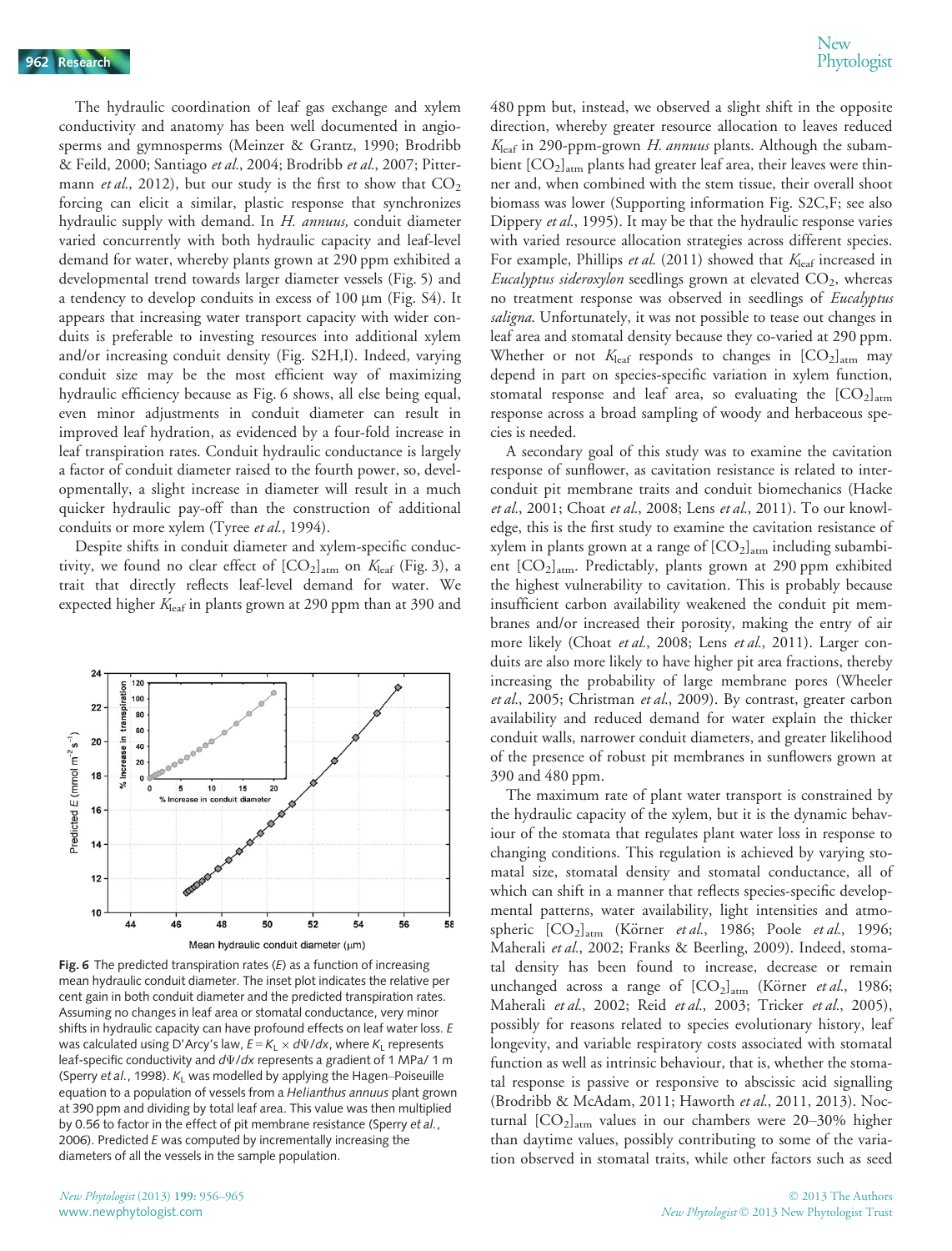The hydraulic coordination of leaf gas exchange and xylem conductivity and anatomy has been well documented in angiosperms and gymnosperms (Meinzer & Grantz, 1990; Brodribb & Feild, 2000; Santiago *et al.*, 2004; Brodribb *et al.*, 2007; Pittermann *et al.*, 2012), but our study is the first to show that $CO_2$ forcing can elicit a similar, plastic response that synchronizes hydraulic supply with demand. In *H. annuus,* conduit diameter varied concurrently with both hydraulic capacity and leaf-level demand for water, whereby plants grown at 290 ppm exhibited a developmental trend towards larger diameter vessels (Fig. 5) and a tendency to develop conduits in excess of 100 μm (Fig. S4). It appears that increasing water transport capacity with wider conduits is preferable to investing resources into additional xylem and/or increasing conduit density (Fig. S2H,I). Indeed, varying conduit size may be the most efficient way of maximizing hydraulic efficiency because as Fig. 6 shows, all else being equal, even minor adjustments in conduit diameter can result in improved leaf hydration, as evidenced by a four-fold increase in leaf transpiration rates. Conduit hydraulic conductance is largely a factor of conduit diameter raised to the fourth power, so, developmentally, a slight increase in diameter will result in a much quicker hydraulic pay-off than the construction of additional conduits or more xylem (Tyree *et al.*, 1994).

Despite shifts in conduit diameter and xylem-specific conductivity, we found no clear effect of $[CO_2]_{atm}$ on $K_{leaf}$ (Fig. 3), a trait that directly reflects leaf-level demand for water. We expected higher $K_{leaf}$ in plants grown at 290 ppm than at 390 and 480 ppm but, instead, we observed a slight shift in the opposite direction, whereby greater resource allocation to leaves reduced $K_{leaf}$ in 290-ppm-grown *H. annuus* plants. Although the subambient $[CO_2]_{atm}$ plants had greater leaf area, their leaves were thinner and, when combined with the stem tissue, their overall shoot biomass was lower (Supporting information Fig. S2C,F; see also Dippery *et al.*, 1995). It may be that the hydraulic response varies with varied resource allocation strategies across different species. For example, Phillips *et al.* (2011) showed that $K_{leaf}$ increased in *Eucalyptus sideroxylon* seedlings grown at elevated $CO_2$, whereas no treatment response was observed in seedlings of *Eucalyptus saligna*. Unfortunately, it was not possible to tease out changes in leaf area and stomatal density because they co-varied at 290 ppm. Whether or not $K_{leaf}$ responds to changes in $[CO_2]_{atm}$ may depend in part on species-specific variation in xylem function, stomatal response and leaf area, so evaluating the $[CO_2]_{atm}$ response across a broad sampling of woody and herbaceous species is needed.

A secondary goal of this study was to examine the cavitation response of sunflower, as cavitation resistance is related to interconduit pit membrane traits and conduit biomechanics (Hacke *et al.*, 2001; Choat *et al.*, 2008; Lens *et al.*, 2011). To our knowledge, this is the first study to examine the cavitation resistance of xylem in plants grown at a range of $[CO_2]_{atm}$ including subambient $[CO_2]_{atm}$. Predictably, plants grown at 290 ppm exhibited the highest vulnerability to cavitation. This is probably because insufficient carbon availability weakened the conduit pit membranes and/or increased their porosity, making the entry of air more likely (Choat *et al.*, 2008; Lens *et al.*, 2011). Larger conduits are also more likely to have higher pit area fractions, thereby increasing the probability of large membrane pores (Wheeler *et al.*, 2005; Christman *et al.*, 2009). By contrast, greater carbon availability and reduced demand for water explain the thicker conduit walls, narrower conduit diameters, and greater likelihood of the presence of robust pit membranes in sunflowers grown at 390 and 480 ppm.

The maximum rate of plant water transport is constrained by the hydraulic capacity of the xylem, but it is the dynamic behaviour of the stomata that regulates plant water loss in response to changing conditions. This regulation is achieved by varying stomatal size, stomatal density and stomatal conductance, all of which can shift in a manner that reflects species-specific developmental patterns, water availability, light intensities and atmospheric $[CO_2]_{atm}$ (Körner *et al.*, 1986; Poole *et al.*, 1996; Maherali *et al.*, 2002; Franks & Beerling, 2009). Indeed, stomatal density has been found to increase, decrease or remain unchanged across a range of $[CO_2]_{atm}$ (Körner *et al.*, 1986; Maherali *et al.*, 2002; Reid *et al.*, 2003; Tricker *et al.*, 2005), possibly for reasons related to species evolutionary history, leaf longevity, and variable respiratory costs associated with stomatal function as well as intrinsic behaviour, that is, whether the stomatal response is passive or responsive to abscissic acid signalling (Brodribb & McAdam, 2011; Haworth *et al.*, 2011, 2013). Nocturnal $[CO_2]_{atm}$ values in our chambers were 20–30% higher than daytime values, possibly contributing to some of the variation observed in stomatal traits, while other factors such as seed

**Fig. 6** The predicted transpiration rates ($E$) as a function of increasing mean hydraulic conduit diameter. The inset plot indicates the relative per cent gain in both conduit diameter and the predicted transpiration rates. Assuming no changes in leaf area or stomatal conductance, very minor shifts in hydraulic capacity can have profound effects on leaf water loss. $E$ was calculated using D'Arcy's law, $E = K_L \times d\Psi/dx$, where $K_L$ represents leaf-specific conductivity and $d\Psi/dx$ represents a gradient of 1 MPa/ 1 m (Sperry *et al.*, 1998). $K_L$ was modelled by applying the Hagen–Poiseuille equation to a population of vessels from a *Helianthus annuus* plant grown at 390 ppm and dividing by total leaf area. This value was then multiplied by 0.56 to factor in the effect of pit membrane resistance (Sperry *et al.*, 2006). Predicted $E$ was computed by incrementally increasing the diameters of all the vessels in the sample population.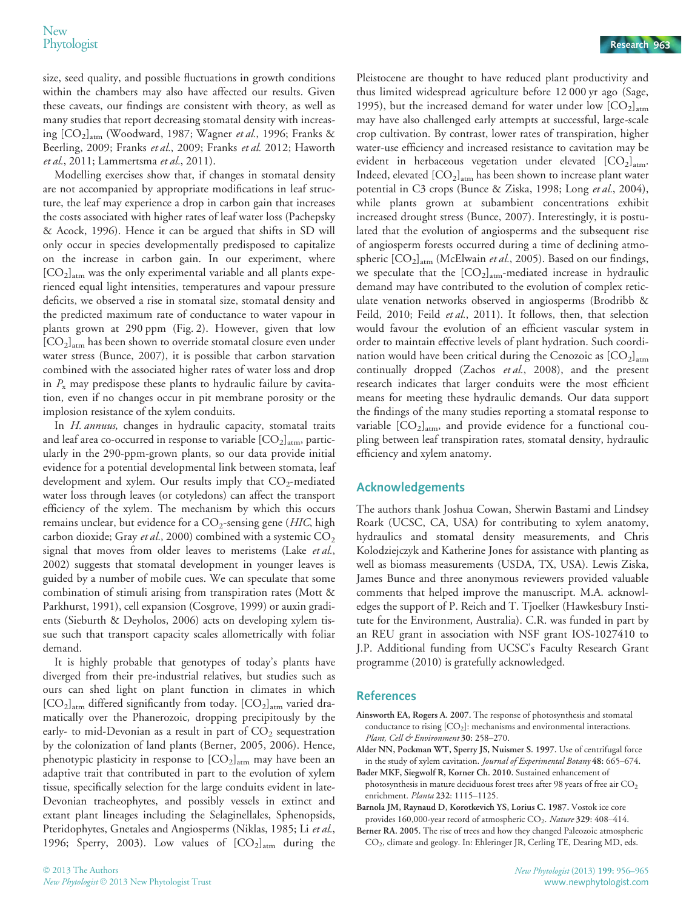size, seed quality, and possible fluctuations in growth conditions within the chambers may also have affected our results. Given these caveats, our findings are consistent with theory, as well as many studies that report decreasing stomatal density with increasing $[CO_2]_{atm}$ (Woodward, 1987; Wagner *et al*., 1996; Franks & Beerling, 2009; Franks *et al*., 2009; Franks *et al.* 2012; Haworth *et al*., 2011; Lammertsma *et al*., 2011).

Modelling exercises show that, if changes in stomatal density are not accompanied by appropriate modifications in leaf structure, the leaf may experience a drop in carbon gain that increases the costs associated with higher rates of leaf water loss (Pachepsky & Acock, 1996). Hence it can be argued that shifts in SD will only occur in species developmentally predisposed to capitalize on the increase in carbon gain. In our experiment, where $[CO_2]_{atm}$ was the only experimental variable and all plants experienced equal light intensities, temperatures and vapour pressure deficits, we observed a rise in stomatal size, stomatal density and the predicted maximum rate of conductance to water vapour in plants grown at 290 ppm (Fig. 2). However, given that low $[CO_2]_{atm}$ has been shown to override stomatal closure even under water stress (Bunce, 2007), it is possible that carbon starvation combined with the associated higher rates of water loss and drop in $P_x$ may predispose these plants to hydraulic failure by cavitation, even if no changes occur in pit membrane porosity or the implosion resistance of the xylem conduits.

In *H. annuus*, changes in hydraulic capacity, stomatal traits and leaf area co-occurred in response to variable $[CO_2]_{atm}$, particularly in the 290-ppm-grown plants, so our data provide initial evidence for a potential developmental link between stomata, leaf development and xylem. Our results imply that $CO_2$-mediated water loss through leaves (or cotyledons) can affect the transport efficiency of the xylem. The mechanism by which this occurs remains unclear, but evidence for a $CO_2$-sensing gene (*HIC*, high carbon dioxide; Gray *et al*., 2000) combined with a systemic $CO_2$ signal that moves from older leaves to meristems (Lake *et al*., 2002) suggests that stomatal development in younger leaves is guided by a number of mobile cues. We can speculate that some combination of stimuli arising from transpiration rates (Mott & Parkhurst, 1991), cell expansion (Cosgrove, 1999) or auxin gradients (Sieburth & Deyholos, 2006) acts on developing xylem tissue such that transport capacity scales allometrically with foliar demand.

It is highly probable that genotypes of today's plants have diverged from their pre-industrial relatives, but studies such as ours can shed light on plant function in climates in which $[CO_2]_{atm}$ differed significantly from today. $[CO_2]_{atm}$ varied dramatically over the Phanerozoic, dropping precipitously by the early- to mid-Devonian as a result in part of $CO_2$ sequestration by the colonization of land plants (Berner, 2005, 2006). Hence, phenotypic plasticity in response to $[CO_2]_{atm}$ may have been an adaptive trait that contributed in part to the evolution of xylem tissue, specifically selection for the large conduits evident in late-Devonian tracheophytes, and possibly vessels in extinct and extant plant lineages including the Selaginellales, Sphenopsids, Pteridophytes, Gnetales and Angiosperms (Niklas, 1985; Li *et al*., 1996; Sperry, 2003). Low values of $[CO_2]_{atm}$ during the Pleistocene are thought to have reduced plant productivity and thus limited widespread agriculture before 12 000 yr ago (Sage, 1995), but the increased demand for water under low $[CO_2]_{atm}$ may have also challenged early attempts at successful, large-scale crop cultivation. By contrast, lower rates of transpiration, higher water-use efficiency and increased resistance to cavitation may be evident in herbaceous vegetation under elevated $[CO_2]_{atm}$. Indeed, elevated $[CO_2]_{atm}$ has been shown to increase plant water potential in C3 crops (Bunce & Ziska, 1998; Long *et al*., 2004), while plants grown at subambient concentrations exhibit increased drought stress (Bunce, 2007). Interestingly, it is postulated that the evolution of angiosperms and the subsequent rise of angiosperm forests occurred during a time of declining atmospheric $[CO_2]_{atm}$ (McElwain *et al*., 2005). Based on our findings, we speculate that the $[CO_2]_{atm}$-mediated increase in hydraulic demand may have contributed to the evolution of complex reticulate venation networks observed in angiosperms (Brodribb & Feild, 2010; Feild *et al*., 2011). It follows, then, that selection would favour the evolution of an efficient vascular system in order to maintain effective levels of plant hydration. Such coordination would have been critical during the Cenozoic as $[CO_2]_{atm}$ continually dropped (Zachos *et al*., 2008), and the present research indicates that larger conduits were the most efficient means for meeting these hydraulic demands. Our data support the findings of the many studies reporting a stomatal response to variable $[CO_2]_{atm}$, and provide evidence for a functional coupling between leaf transpiration rates, stomatal density, hydraulic efficiency and xylem anatomy.

## Acknowledgements

The authors thank Joshua Cowan, Sherwin Bastami and Lindsey Roark (UCSC, CA, USA) for contributing to xylem anatomy, hydraulics and stomatal density measurements, and Chris Kolodziejczyk and Katherine Jones for assistance with planting as well as biomass measurements (USDA, TX, USA). Lewis Ziska, James Bunce and three anonymous reviewers provided valuable comments that helped improve the manuscript. M.A. acknowledges the support of P. Reich and T. Tjoelker (Hawkesbury Institute for the Environment, Australia). C.R. was funded in part by an REU grant in association with NSF grant IOS-1027410 to J.P. Additional funding from UCSC's Faculty Research Grant programme (2010) is gratefully acknowledged.

## References

**Ainsworth EA, Rogers A. 2007.** The response of photosynthesis and stomatal conductance to rising $[CO_2]$: mechanisms and environmental interactions. *Plant, Cell & Environment* **30**: 258–270.

**Alder NN, Pockman WT, Sperry JS, Nuismer S. 1997.** Use of centrifugal force in the study of xylem cavitation. *Journal of Experimental Botany* **48**: 665–674.

**Bader MKF, Siegwolf R, Korner Ch. 2010.** Sustained enhancement of photosynthesis in mature deciduous forest trees after 98 years of free air $CO_2$ enrichment. *Planta* **232**: 1115–1125.

**Barnola JM, Raynaud D, Korotkevich YS, Lorius C. 1987.** Vostok ice core provides 160,000-year record of atmospheric $CO_2$. *Nature* **329**: 408–414.

**Berner RA. 2005.** The rise of trees and how they changed Paleozoic atmospheric $CO_2$, climate and geology. In: Ehleringer JR, Cerling TE, Dearing MD, eds.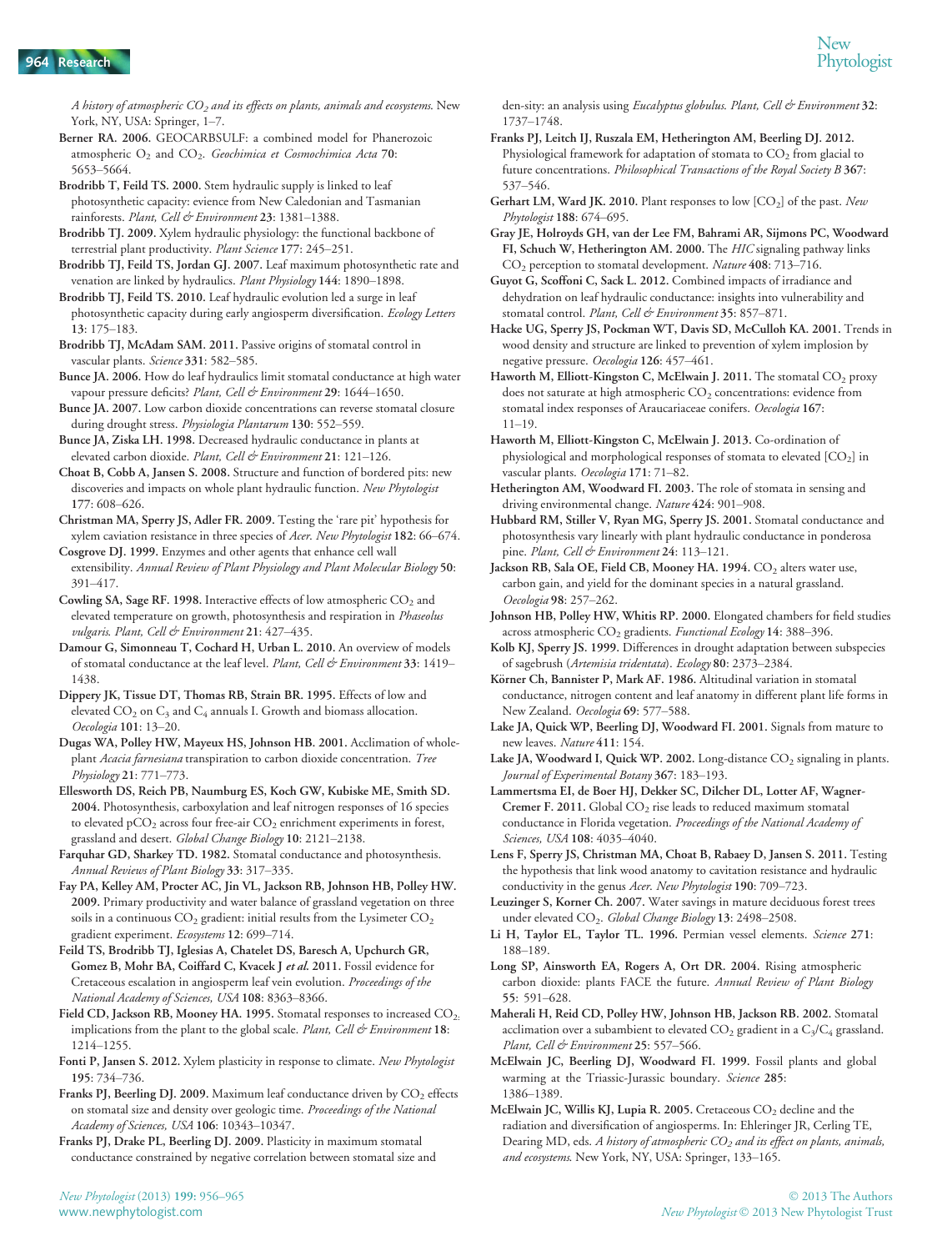*A history of atmospheric $CO_2$ and its effects on plants, animals and ecosystems.* New York, NY, USA: Springer, 1–7.

Berner RA. 2006. GEOCARBSULF: a combined model for Phanerozoic atmospheric $O_2$ and $CO_2$. *Geochimica et Cosmochimica Acta* 70: 5653–5664.

Brodribb T, Feild TS. 2000. Stem hydraulic supply is linked to leaf photosynthetic capacity: evidence from New Caledonian and Tasmanian rainforests. *Plant, Cell & Environment* 23: 1381–1388.

Brodribb TJ. 2009. Xylem hydraulic physiology: the functional backbone of terrestrial plant productivity. *Plant Science* 177: 245–251.

Brodribb TJ, Feild TS, Jordan GJ. 2007. Leaf maximum photosynthetic rate and venation are linked by hydraulics. *Plant Physiology* 144: 1890–1898.

Brodribb TJ, Feild TS. 2010. Leaf hydraulic evolution led a surge in leaf photosynthetic capacity during early angiosperm diversification. *Ecology Letters* 13: 175–183.

Brodribb TJ, McAdam SAM. 2011. Passive origins of stomatal control in vascular plants. *Science* 331: 582–585.

Bunce JA. 2006. How do leaf hydraulics limit stomatal conductance at high water vapour pressure deficits? *Plant, Cell & Environment* 29: 1644–1650.

Bunce JA. 2007. Low carbon dioxide concentrations can reverse stomatal closure during drought stress. *Physiologia Plantarum* 130: 552–559.

Bunce JA, Ziska LH. 1998. Decreased hydraulic conductance in plants at elevated carbon dioxide. *Plant, Cell & Environment* 21: 121–126.

Choat B, Cobb A, Jansen S. 2008. Structure and function of bordered pits: new discoveries and impacts on whole plant hydraulic function. *New Phytologist* 177: 608–626.

Christman MA, Sperry JS, Adler FR. 2009. Testing the 'rare pit' hypothesis for xylem caviation resistance in three species of *Acer*. *New Phytologist* 182: 66–674.

Cosgrove DJ. 1999. Enzymes and other agents that enhance cell wall extensibility. *Annual Review of Plant Physiology and Plant Molecular Biology* 50: 391–417.

Cowling SA, Sage RF. 1998. Interactive effects of low atmospheric $CO_2$ and elevated temperature on growth, photosynthesis and respiration in *Phaseolus vulgaris*. *Plant, Cell & Environment* 21: 427–435.

Damour G, Simonneau T, Cochard H, Urban L. 2010. An overview of models of stomatal conductance at the leaf level. *Plant, Cell & Environment* 33: 1419–1438.

Dippery JK, Tissue DT, Thomas RB, Strain BR. 1995. Effects of low and elevated $CO_2$ on $C_3$ and $C_4$ annuals I. Growth and biomass allocation. *Oecologia* 101: 13–20.

Dugas WA, Polley HW, Mayeux HS, Johnson HB. 2001. Acclimation of whole-plant *Acacia farnesiana* transpiration to carbon dioxide concentration. *Tree Physiology* 21: 771–773.

Ellesworth DS, Reich PB, Naumburg ES, Koch GW, Kubiske ME, Smith SD. 2004. Photosynthesis, carboxylation and leaf nitrogen responses of 16 species to elevated $pCO_2$ across four free-air $CO_2$ enrichment experiments in forest, grassland and desert. *Global Change Biology* 10: 2121–2138.

Farquhar GD, Sharkey TD. 1982. Stomatal conductance and photosynthesis. *Annual Reviews of Plant Biology* 33: 317–335.

Fay PA, Kelley AM, Procter AC, Jin VL, Jackson RB, Johnson HB, Polley HW. 2009. Primary productivity and water balance of grassland vegetation on three soils in a continuous $CO_2$ gradient: initial results from the Lysimeter $CO_2$ gradient experiment. *Ecosystems* 12: 699–714.

Feild TS, Brodribb TJ, Iglesias A, Chatelet DS, Baresch A, Upchurch GR, Gomez B, Mohr BA, Coiffard C, Kvacek J *et al.* 2011. Fossil evidence for Cretaceous escalation in angiosperm leaf vein evolution. *Proceedings of the National Academy of Sciences, USA* 108: 8363–8366.

Field CD, Jackson RB, Mooney HA. 1995. Stomatal responses to increased $CO_2$: implications from the plant to the global scale. *Plant, Cell & Environment* 18: 1214–1255.

Fonti P, Jansen S. 2012. Xylem plasticity in response to climate. *New Phytologist* 195: 734–736.

Franks PJ, Beerling DJ. 2009. Maximum leaf conductance driven by $CO_2$ effects on stomatal size and density over geologic time. *Proceedings of the National Academy of Sciences, USA* 106: 10343–10347.

Franks PJ, Drake PL, Beerling DJ. 2009. Plasticity in maximum stomatal conductance constrained by negative correlation between stomatal size and density: an analysis using *Eucalyptus globulus*. *Plant, Cell & Environment* 32: 1737–1748.

Franks PJ, Leitch IJ, Ruszala EM, Hetherington AM, Beerling DJ. 2012. Physiological framework for adaptation of stomata to $CO_2$ from glacial to future concentrations. *Philosophical Transactions of the Royal Society B* 367: 537–546.

Gerhart LM, Ward JK. 2010. Plant responses to low $[CO_2]$ of the past. *New Phytologist* 188: 674–695.

Gray JE, Holroyds GH, van der Lee FM, Bahrami AR, Sijmons PC, Woodward FI, Schuch W, Hetherington AM. 2000. The *HIC* signaling pathway links $CO_2$ perception to stomatal development. *Nature* 408: 713–716.

Guyot G, Scoffoni C, Sack L. 2012. Combined impacts of irradiance and dehydration on leaf hydraulic conductance: insights into vulnerability and stomatal control. *Plant, Cell & Environment* 35: 857–871.

Hacke UG, Sperry JS, Pockman WT, Davis SD, McCulloh KA. 2001. Trends in wood density and structure are linked to prevention of xylem implosion by negative pressure. *Oecologia* 126: 457–461.

Haworth M, Elliott-Kingston C, McElwain J. 2011. The stomatal $CO_2$ proxy does not saturate at high atmospheric $CO_2$ concentrations: evidence from stomatal index responses of Araucariaceae conifers. *Oecologia* 167: 11–19.

Haworth M, Elliott-Kingston C, McElwain J. 2013. Co-ordination of physiological and morphological responses of stomata to elevated $[CO_2]$ in vascular plants. *Oecologia* 171: 71–82.

Hetherington AM, Woodward FI. 2003. The role of stomata in sensing and driving environmental change. *Nature* 424: 901–908.

Hubbard RM, Stiller V, Ryan MG, Sperry JS. 2001. Stomatal conductance and photosynthesis vary linearly with plant hydraulic conductance in ponderosa pine. *Plant, Cell & Environment* 24: 113–121.

Jackson RB, Sala OE, Field CB, Mooney HA. 1994. $CO_2$ alters water use, carbon gain, and yield for the dominant species in a natural grassland. *Oecologia* 98: 257–262.

Johnson HB, Polley HW, Whitis RP. 2000. Elongated chambers for field studies across atmospheric $CO_2$ gradients. *Functional Ecology* 14: 388–396.

Kolb KJ, Sperry JS. 1999. Differences in drought adaptation between subspecies of sagebrush (*Artemisia tridentata*). *Ecology* 80: 2373–2384.

Körner Ch, Bannister P, Mark AF. 1986. Altitudinal variation in stomatal conductance, nitrogen content and leaf anatomy in different plant life forms in New Zealand. *Oecologia* 69: 577–588.

Lake JA, Quick WP, Beerling DJ, Woodward FI. 2001. Signals from mature to new leaves. *Nature* 411: 154.

Lake JA, Woodward I, Quick WP. 2002. Long-distance $CO_2$ signaling in plants. *Journal of Experimental Botany* 367: 183–193.

Lammertsma EI, de Boer HJ, Dekker SC, Dilcher DL, Lotter AF, Wagner-Cremer F. 2011. Global $CO_2$ rise leads to reduced maximum stomatal conductance in Florida vegetation. *Proceedings of the National Academy of Sciences, USA* 108: 4035–4040.

Lens F, Sperry JS, Christman MA, Choat B, Rabaey D, Jansen S. 2011. Testing the hypothesis that link wood anatomy to cavitation resistance and hydraulic conductivity in the genus *Acer*. *New Phytologist* 190: 709–723.

Leuzinger S, Korner Ch. 2007. Water savings in mature deciduous forest trees under elevated $CO_2$. *Global Change Biology* 13: 2498–2508.

Li H, Taylor EL, Taylor TL. 1996. Permian vessel elements. *Science* 271: 188–189.

Long SP, Ainsworth EA, Rogers A, Ort DR. 2004. Rising atmospheric carbon dioxide: plants FACE the future. *Annual Review of Plant Biology* 55: 591–628.

Maherali H, Reid CD, Polley HW, Johnson HB, Jackson RB. 2002. Stomatal acclimation over a subambient to elevated $CO_2$ gradient in a $C_3/C_4$ grassland. *Plant, Cell & Environment* 25: 557–566.

McElwain JC, Beerling DJ, Woodward FI. 1999. Fossil plants and global warming at the Triassic-Jurassic boundary. *Science* 285: 1386–1389.

McElwain JC, Willis KJ, Lupia R. 2005. Cretaceous $CO_2$ decline and the radiation and diversification of angiosperms. In: Ehleringer JR, Cerling TE, Dearing MD, eds. *A history of atmospheric $CO_2$ and its effect on plants, animals, and ecosystems.* New York, NY, USA: Springer, 133–165.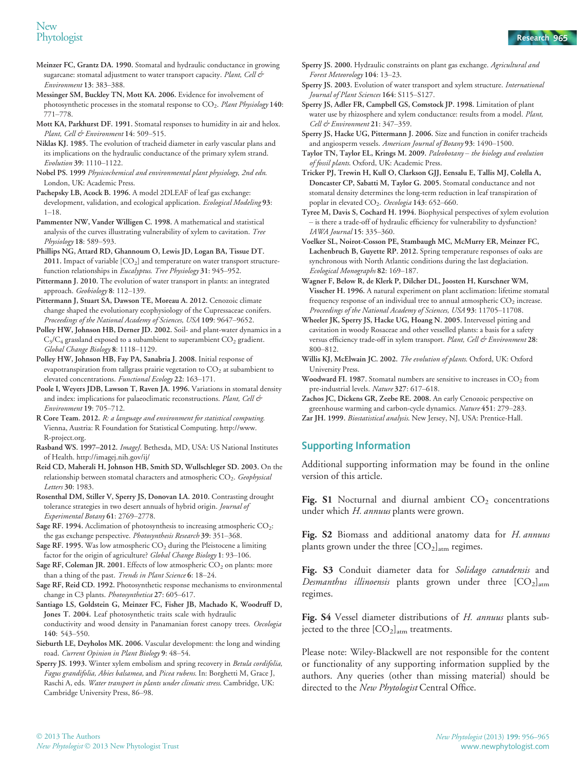Meinzer FC, Grantz DA. 1990. Stomatal and hydraulic conductance in growing sugarcane: stomatal adjustment to water transport capacity. *Plant, Cell & Environment* 13: 383–388.

Messinger SM, Buckley TN, Mott KA. 2006. Evidence for involvement of photosynthetic processes in the stomatal response to $CO_2$. *Plant Physiology* 140: 771–778.

Mott KA, Parkhurst DF. 1991. Stomatal responses to humidity in air and helox. *Plant, Cell & Environment* 14: 509–515.

Niklas KJ. 1985. The evolution of tracheid diameter in early vascular plans and its implications on the hydraulic conductance of the primary xylem strand. *Evolution* 39: 1110–1122.

Nobel PS. 1999 *Physicochemical and environmental plant physiology, 2nd edn*. London, UK: Academic Press.

Pachepsky LB, Acock B. 1996. A model 2DLEAF of leaf gas exchange: development, validation, and ecological application. *Ecological Modeling* 93: 1–18.

Pammenter NW, Vander Willigen C. 1998. A mathematical and statistical analysis of the curves illustrating vulnerability of xylem to cavitation. *Tree Physiology* 18: 589–593.

Phillips NG, Attard RD, Ghannoum O, Lewis JD, Logan BA, Tissue DT. 2011. Impact of variable $[CO_2]$ and temperature on water transport structure-function relationships in *Eucalyptus*. *Tree Physiology* 31: 945–952.

Pittermann J. 2010. The evolution of water transport in plants: an integrated approach. *Geobiology* 8: 112–139.

Pittermann J, Stuart SA, Dawson TE, Moreau A. 2012. Cenozoic climate change shaped the evolutionary ecophysiology of the Cupressaceae conifers. *Proceedings of the National Academy of Sciences, USA* 109: 9647–9652.

Polley HW, Johnson HB, Derner JD. 2002. Soil- and plant-water dynamics in a $C_3/C_4$ grassland exposed to a subambient to superambient $CO_2$ gradient. *Global Change Biology* 8: 1118–1129.

Polley HW, Johnson HB, Fay PA, Sanabria J. 2008. Initial response of evapotranspiration from tallgrass prairie vegetation to $CO_2$ at subambient to elevated concentrations. *Functional Ecology* 22: 163–171.

Poole I, Weyers JDB, Lawson T, Raven JA. 1996. Variations in stomatal density and index: implications for palaeoclimatic reconstructions. *Plant, Cell & Environment* 19: 705–712.

R Core Team. 2012. *R: a language and environment for statistical computing*. Vienna, Austria: R Foundation for Statistical Computing. http://www.R-project.org.

Rasband WS. 1997–2012. *ImageJ*. Bethesda, MD, USA: US National Institutes of Health. http://imagej.nih.gov/ij/

Reid CD, Maherali H, Johnson HB, Smith SD, Wullschleger SD. 2003. On the relationship between stomatal characters and atmospheric $CO_2$. *Geophysical Letters* 30: 1983.

Rosenthal DM, Stiller V, Sperry JS, Donovan LA. 2010. Contrasting drought tolerance strategies in two desert annuals of hybrid origin. *Journal of Experimental Botany* 61: 2769–2778.

Sage RF. 1994. Acclimation of photosynthesis to increasing atmospheric $CO_2$: the gas exchange perspective. *Photosynthesis Research* 39: 351–368.

Sage RF. 1995. Was low atmospheric $CO_2$ during the Pleistocene a limiting factor for the origin of agriculture? *Global Change Biology* 1: 93–106.

Sage RF, Coleman JR. 2001. Effects of low atmospheric $CO_2$ on plants: more than a thing of the past. *Trends in Plant Science* 6: 18–24.

Sage RF, Reid CD. 1992. Photosynthetic response mechanisms to environmental change in C3 plants. *Photosynthetica* 27: 605–617.

Santiago LS, Goldstein G, Meinzer FC, Fisher JB, Machado K, Woodruff D, Jones T. 2004. Leaf photosynthetic traits scale with hydraulic conductivity and wood density in Panamanian forest canopy trees. *Oecologia* 140: 543–550.

Sieburth LE, Deyholos MK. 2006. Vascular development: the long and winding road. *Current Opinion in Plant Biology* 9: 48–54.

Sperry JS. 1993. Winter xylem embolism and spring recovery in *Betula cordifolia, Fagus grandifolia, Abies balsamea,* and *Picea rubens*. In: Borghetti M, Grace J, Raschi A, eds. *Water transport in plants under climatic stress*. Cambridge, UK: Cambridge University Press, 86–98.

Sperry JS. 2000. Hydraulic constraints on plant gas exchange. *Agricultural and Forest Meteorology* 104: 13–23.

Sperry JS. 2003. Evolution of water transport and xylem structure. *International Journal of Plant Sciences* 164: S115–S127.

Sperry JS, Adler FR, Campbell GS, Comstock JP. 1998. Limitation of plant water use by rhizosphere and xylem conductance: results from a model. *Plant, Cell & Environment* 21: 347–359.

Sperry JS, Hacke UG, Pittermann J. 2006. Size and function in conifer tracheids and angiosperm vessels. *American Journal of Botany* 93: 1490–1500.

Taylor TN, Taylor EL, Krings M. 2009. *Paleobotany – the biology and evolution of fossil plants*. Oxford, UK: Academic Press.

Tricker PJ, Trewin H, Kull O, Clarkson GJJ, Eensalu E, Tallis MJ, Colella A, Doncaster CP, Sabatti M, Taylor G. 2005. Stomatal conductance and not stomatal density determines the long-term reduction in leaf transpiration of poplar in elevated $CO_2$. *Oecologia* 143: 652–660.

Tyree M, Davis S, Cochard H. 1994. Biophysical perspectives of xylem evolution – is there a trade-off of hydraulic efficiency for vulnerability to dysfunction? *IAWA Journal* 15: 335–360.

Voelker SL, Noirot-Cosson PE, Stambaugh MC, McMurry ER, Meinzer FC, Lachenbruch B, Guyette RP. 2012. Spring temperature responses of oaks are synchronous with North Atlantic conditions during the last deglaciation. *Ecological Monographs* 82: 169–187.

Wagner F, Below R, de Klerk P, Dilcher DL, Joosten H, Kurschner WM, Visscher H. 1996. A natural experiment on plant acclimation: lifetime stomatal frequency response of an individual tree to annual atmospheric $CO_2$ increase. *Proceedings of the National Academy of Sciences, USA* 93: 11705–11708.

Wheeler JK, Sperry JS, Hacke UG, Hoang N. 2005. Intervessel pitting and cavitation in woody Rosaceae and other vesselled plants: a basis for a safety versus efficiency trade-off in xylem transport. *Plant, Cell & Environment* 28: 800–812.

Willis KJ, McElwain JC. 2002. *The evolution of plants*. Oxford, UK: Oxford University Press.

Woodward FI. 1987. Stomatal numbers are sensitive to increases in $CO_2$ from pre-industrial levels. *Nature* 327: 617–618.

Zachos JC, Dickens GR, Zeebe RE. 2008. An early Cenozoic perspective on greenhouse warming and carbon-cycle dynamics. *Nature* 451: 279–283.

Zar JH. 1999. *Biostatistical analysis*. New Jersey, NJ, USA: Prentice-Hall.

## Supporting Information

Additional supporting information may be found in the online version of this article.

**Fig. S1** Nocturnal and diurnal ambient $CO_2$ concentrations under which *H. annuus* plants were grown.

**Fig. S2** Biomass and additional anatomy data for *H. annuus* plants grown under the three $[CO_2]_{atm}$ regimes.

**Fig. S3** Conduit diameter data for *Solidago canadensis* and *Desmanthus illinoensis* plants grown under three $[CO_2]_{atm}$ regimes.

**Fig. S4** Vessel diameter distributions of *H. annuus* plants subjected to the three $[CO_2]_{atm}$ treatments.

Please note: Wiley-Blackwell are not responsible for the content or functionality of any supporting information supplied by the authors. Any queries (other than missing material) should be directed to the *New Phytologist* Central Office.